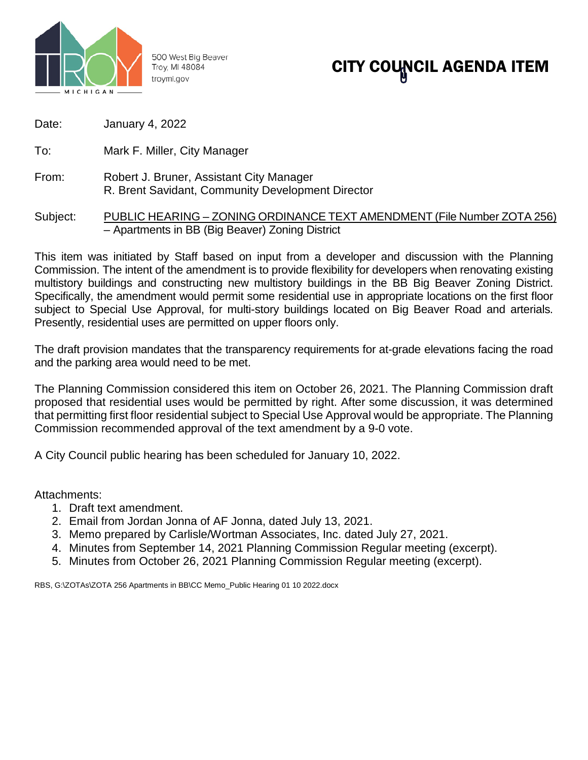500 West Big Beaver
Troy, MI 48084
troymi.gov

# CITY COUNCIL AGENDA ITEM

Date: January 4, 2022

To: Mark F. Miller, City Manager

From: Robert J. Bruner, Assistant City Manager
R. Brent Savidant, Community Development Director

Subject: PUBLIC HEARING – ZONING ORDINANCE TEXT AMENDMENT (File Number ZOTA 256) – Apartments in BB (Big Beaver) Zoning District

This item was initiated by Staff based on input from a developer and discussion with the Planning Commission. The intent of the amendment is to provide flexibility for developers when renovating existing multistory buildings and constructing new multistory buildings in the BB Big Beaver Zoning District. Specifically, the amendment would permit some residential use in appropriate locations on the first floor subject to Special Use Approval, for multi-story buildings located on Big Beaver Road and arterials. Presently, residential uses are permitted on upper floors only.

The draft provision mandates that the transparency requirements for at-grade elevations facing the road and the parking area would need to be met.

The Planning Commission considered this item on October 26, 2021. The Planning Commission draft proposed that residential uses would be permitted by right. After some discussion, it was determined that permitting first floor residential subject to Special Use Approval would be appropriate. The Planning Commission recommended approval of the text amendment by a 9-0 vote.

A City Council public hearing has been scheduled for January 10, 2022.

Attachments:

1. Draft text amendment.
2. Email from Jordan Jonna of AF Jonna, dated July 13, 2021.
3. Memo prepared by Carlisle/Wortman Associates, Inc. dated July 27, 2021.
4. Minutes from September 14, 2021 Planning Commission Regular meeting (excerpt).
5. Minutes from October 26, 2021 Planning Commission Regular meeting (excerpt).

RBS, G:\ZOTAs\ZOTA 256 Apartments in BB\CC Memo_Public Hearing 01 10 2022.docx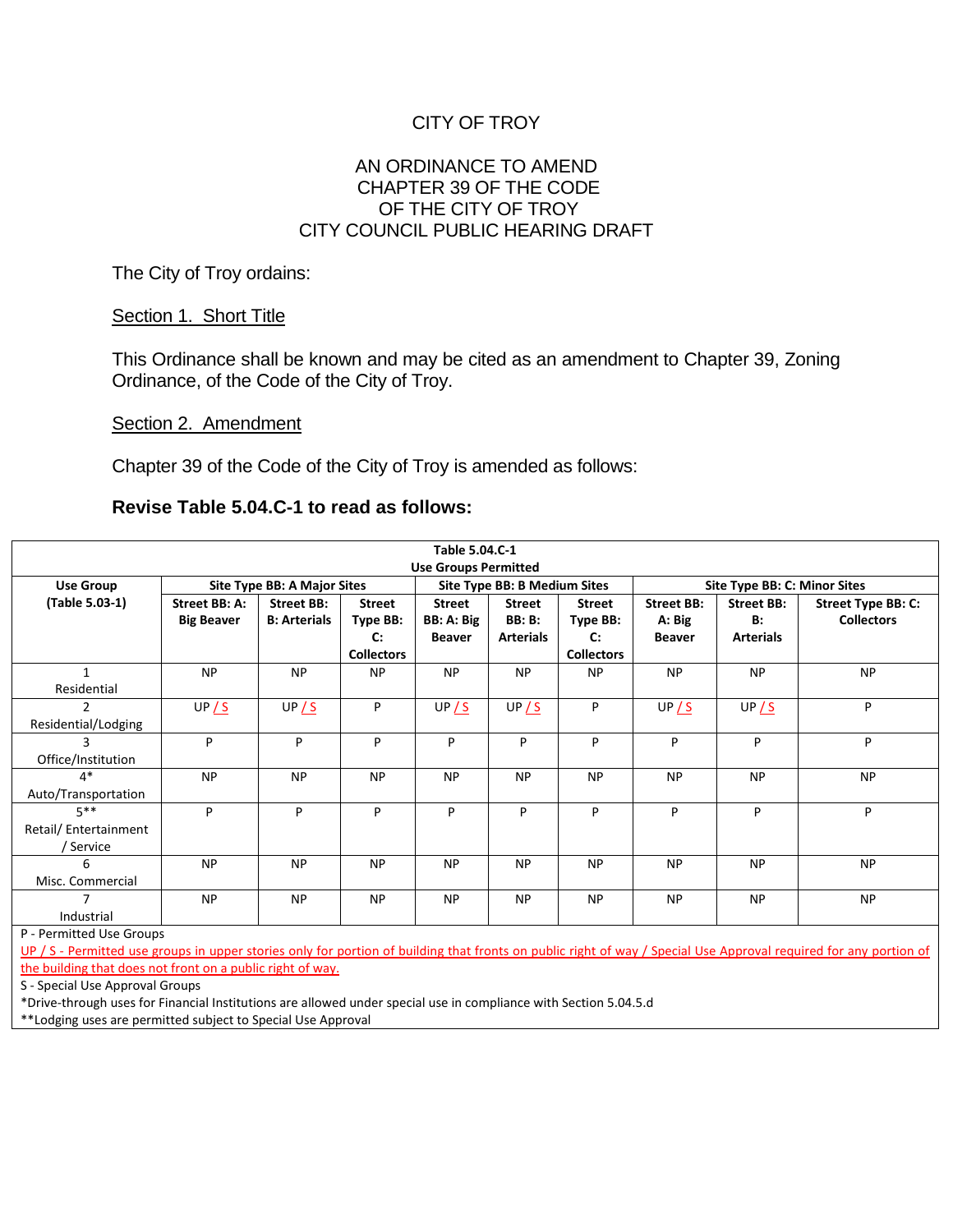CITY OF TROY

AN ORDINANCE TO AMEND
CHAPTER 39 OF THE CODE
OF THE CITY OF TROY
CITY COUNCIL PUBLIC HEARING DRAFT

The City of Troy ordains:

Section 1. Short Title

This Ordinance shall be known and may be cited as an amendment to Chapter 39, Zoning Ordinance, of the Code of the City of Troy.

Section 2. Amendment

Chapter 39 of the Code of the City of Troy is amended as follows:

**Revise Table 5.04.C-1 to read as follows:**

**Table 5.04.C-1**
**Use Groups Permitted**

| Use Group (Table 5.03-1) | Site Type BB: A Major Sites | | | Site Type BB: B Medium Sites | | | Site Type BB: C: Minor Sites | | |
|---|---|---|---|---|---|---|---|---|---|
| | Street BB: A: Big Beaver | Street BB: B: Arterials | Street Type BB: C: Collectors | Street BB: A: Big Beaver | Street BB: B: Arterials | Street Type BB: C: Collectors | Street BB: A: Big Beaver | Street BB: B: Arterials | Street Type BB: C: Collectors |
| 1 Residential | NP | NP | NP | NP | NP | NP | NP | NP | NP |
| 2 Residential/Lodging | UP / S | UP / S | P | UP / S | UP / S | P | UP / S | UP / S | P |
| 3 Office/Institution | P | P | P | P | P | P | P | P | P |
| 4* Auto/Transportation | NP | NP | NP | NP | NP | NP | NP | NP | NP |
| 5** Retail/ Entertainment / Service | P | P | P | P | P | P | P | P | P |
| 6 Misc. Commercial | NP | NP | NP | NP | NP | NP | NP | NP | NP |
| 7 Industrial | NP | NP | NP | NP | NP | NP | NP | NP | NP |

P - Permitted Use Groups

UP / S - Permitted use groups in upper stories only for portion of building that fronts on public right of way / Special Use Approval required for any portion of the building that does not front on a public right of way.

S - Special Use Approval Groups

*Drive-through uses for Financial Institutions are allowed under special use in compliance with Section 5.04.5.d

**Lodging uses are permitted subject to Special Use Approval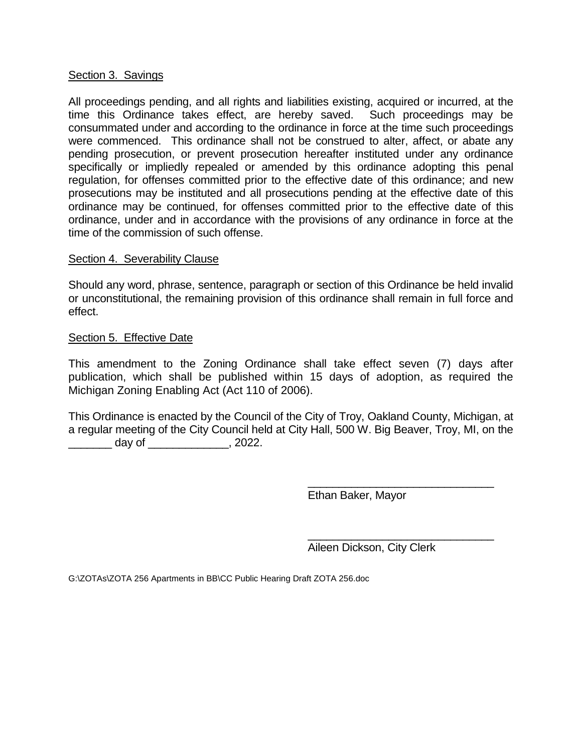<u>Section 3. Savings</u>

All proceedings pending, and all rights and liabilities existing, acquired or incurred, at the time this Ordinance takes effect, are hereby saved. Such proceedings may be consummated under and according to the ordinance in force at the time such proceedings were commenced. This ordinance shall not be construed to alter, affect, or abate any pending prosecution, or prevent prosecution hereafter instituted under any ordinance specifically or impliedly repealed or amended by this ordinance adopting this penal regulation, for offenses committed prior to the effective date of this ordinance; and new prosecutions may be instituted and all prosecutions pending at the effective date of this ordinance may be continued, for offenses committed prior to the effective date of this ordinance, under and in accordance with the provisions of any ordinance in force at the time of the commission of such offense.

<u>Section 4. Severability Clause</u>

Should any word, phrase, sentence, paragraph or section of this Ordinance be held invalid or unconstitutional, the remaining provision of this ordinance shall remain in full force and effect.

<u>Section 5. Effective Date</u>

This amendment to the Zoning Ordinance shall take effect seven (7) days after publication, which shall be published within 15 days of adoption, as required the Michigan Zoning Enabling Act (Act 110 of 2006).

This Ordinance is enacted by the Council of the City of Troy, Oakland County, Michigan, at a regular meeting of the City Council held at City Hall, 500 W. Big Beaver, Troy, MI, on the _______ day of _____________, 2022.

______________________________
Ethan Baker, Mayor

______________________________
Aileen Dickson, City Clerk

G:\ZOTAs\ZOTA 256 Apartments in BB\CC Public Hearing Draft ZOTA 256.doc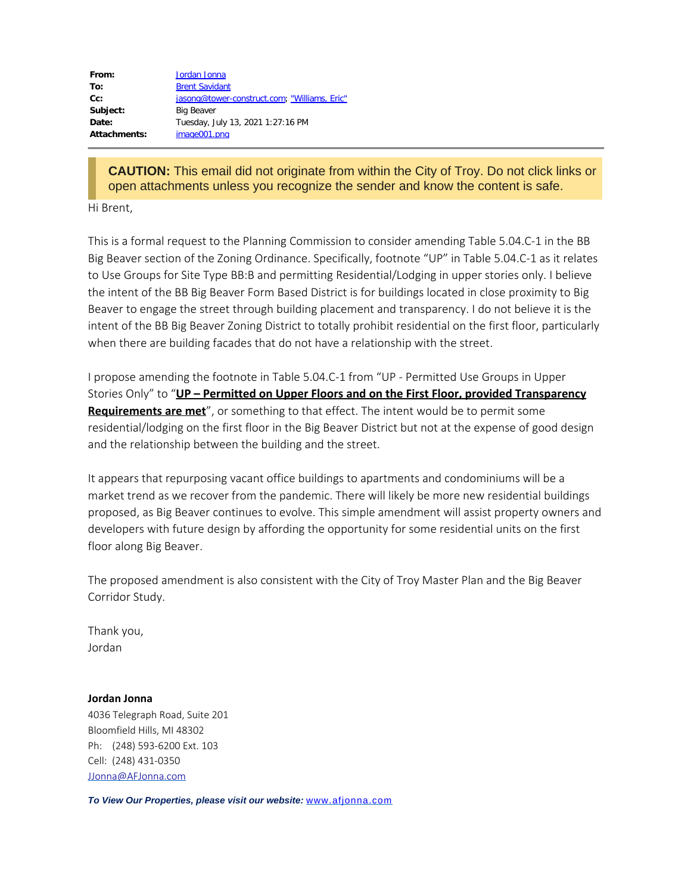| | |
|---|---|
| **From:** | Jordan Jonna |
| **To:** | Brent Savidant |
| **Cc:** | jasong@tower-construct.com; "Williams, Eric" |
| **Subject:** | Big Beaver |
| **Date:** | Tuesday, July 13, 2021 1:27:16 PM |
| **Attachments:** | image001.png |

**CAUTION:** This email did not originate from within the City of Troy. Do not click links or open attachments unless you recognize the sender and know the content is safe.

Hi Brent,

This is a formal request to the Planning Commission to consider amending Table 5.04.C-1 in the BB Big Beaver section of the Zoning Ordinance. Specifically, footnote "UP" in Table 5.04.C-1 as it relates to Use Groups for Site Type BB:B and permitting Residential/Lodging in upper stories only. I believe the intent of the BB Big Beaver Form Based District is for buildings located in close proximity to Big Beaver to engage the street through building placement and transparency. I do not believe it is the intent of the BB Big Beaver Zoning District to totally prohibit residential on the first floor, particularly when there are building facades that do not have a relationship with the street.

I propose amending the footnote in Table 5.04.C-1 from "UP - Permitted Use Groups in Upper Stories Only" to "**UP – Permitted on Upper Floors and on the First Floor, provided Transparency Requirements are met**", or something to that effect. The intent would be to permit some residential/lodging on the first floor in the Big Beaver District but not at the expense of good design and the relationship between the building and the street.

It appears that repurposing vacant office buildings to apartments and condominiums will be a market trend as we recover from the pandemic. There will likely be more new residential buildings proposed, as Big Beaver continues to evolve. This simple amendment will assist property owners and developers with future design by affording the opportunity for some residential units on the first floor along Big Beaver.

The proposed amendment is also consistent with the City of Troy Master Plan and the Big Beaver Corridor Study.

Thank you,
Jordan

**Jordan Jonna**
4036 Telegraph Road, Suite 201
Bloomfield Hills, MI 48302
Ph: (248) 593-6200 Ext. 103
Cell: (248) 431-0350
JJonna@AFJonna.com

***To View Our Properties, please visit our website:*** www.afjonna.com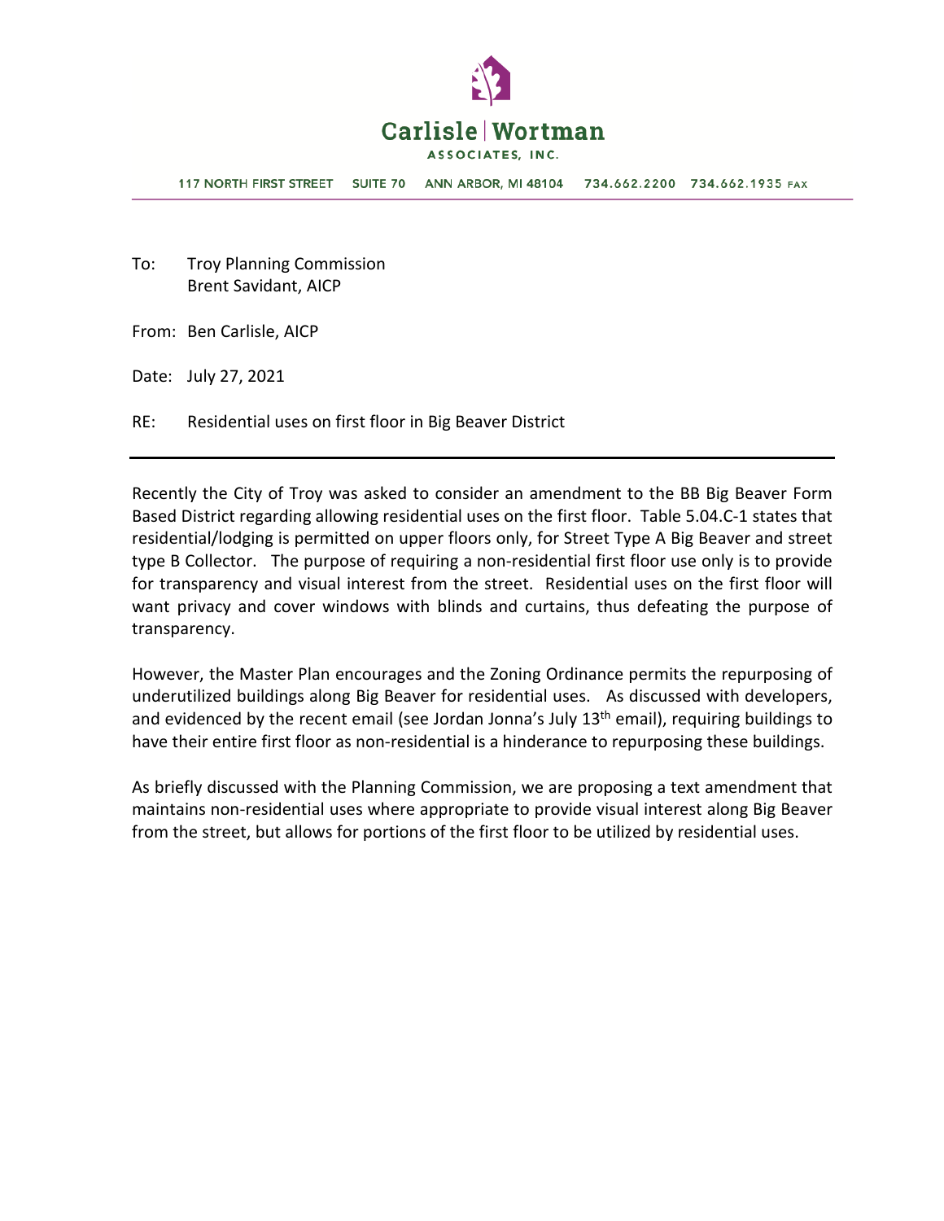**Carlisle | Wortman**
ASSOCIATES, INC.

117 NORTH FIRST STREET SUITE 70 ANN ARBOR, MI 48104 734.662.2200 734.662.1935 FAX

To: Troy Planning Commission
Brent Savidant, AICP

From: Ben Carlisle, AICP

Date: July 27, 2021

RE: Residential uses on first floor in Big Beaver District

---

Recently the City of Troy was asked to consider an amendment to the BB Big Beaver Form Based District regarding allowing residential uses on the first floor. Table 5.04.C-1 states that residential/lodging is permitted on upper floors only, for Street Type A Big Beaver and street type B Collector. The purpose of requiring a non-residential first floor use only is to provide for transparency and visual interest from the street. Residential uses on the first floor will want privacy and cover windows with blinds and curtains, thus defeating the purpose of transparency.

However, the Master Plan encourages and the Zoning Ordinance permits the repurposing of underutilized buildings along Big Beaver for residential uses. As discussed with developers, and evidenced by the recent email (see Jordan Jonna's July 13th email), requiring buildings to have their entire first floor as non-residential is a hinderance to repurposing these buildings.

As briefly discussed with the Planning Commission, we are proposing a text amendment that maintains non-residential uses where appropriate to provide visual interest along Big Beaver from the street, but allows for portions of the first floor to be utilized by residential uses.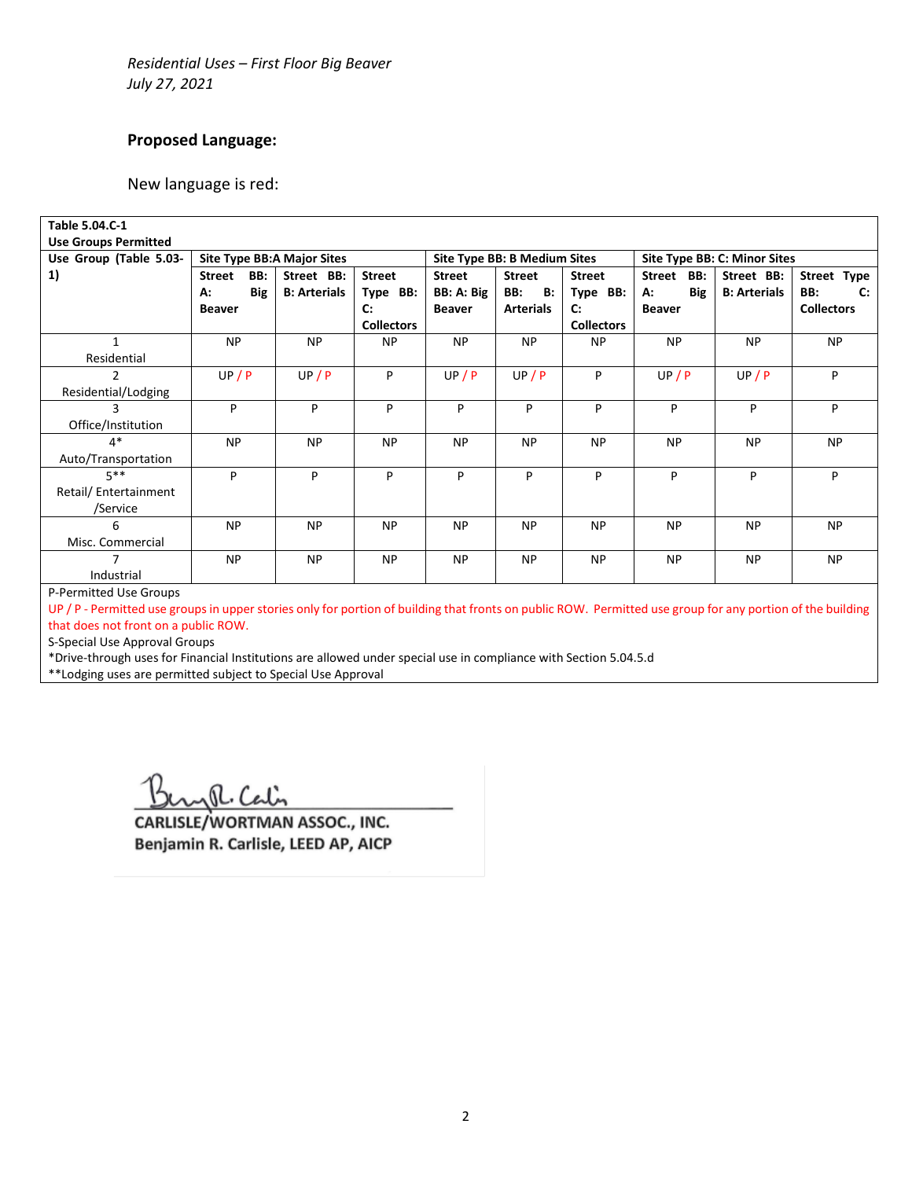*Residential Uses – First Floor Big Beaver*
*July 27, 2021*

**Proposed Language:**

New language is red:

| **Table 5.04.C-1 Use Groups Permitted** | | | | | | | | | |
|---|---|---|---|---|---|---|---|---|---|
| **Use Group (Table 5.03-1)** | **Site Type BB:A Major Sites** | | | **Site Type BB: B Medium Sites** | | | **Site Type BB: C: Minor Sites** | | |
| | **Street BB: A: Big Beaver** | **Street BB: B: Arterials** | **Street Type BB: C: Collectors** | **Street BB: A: Big Beaver** | **Street BB: B: Arterials** | **Street Type BB: C: Collectors** | **Street BB: A: Big Beaver** | **Street BB: B: Arterials** | **Street Type BB: C: Collectors** |
| 1 Residential | NP | NP | NP | NP | NP | NP | NP | NP | NP |
| 2 Residential/Lodging | UP / P | UP / P | P | UP / P | UP / P | P | UP / P | UP / P | P |
| 3 Office/Institution | P | P | P | P | P | P | P | P | P |
| 4* Auto/Transportation | NP | NP | NP | NP | NP | NP | NP | NP | NP |
| 5** Retail/ Entertainment /Service | P | P | P | P | P | P | P | P | P |
| 6 Misc. Commercial | NP | NP | NP | NP | NP | NP | NP | NP | NP |
| 7 Industrial | NP | NP | NP | NP | NP | NP | NP | NP | NP |

P-Permitted Use Groups
UP / P - Permitted use groups in upper stories only for portion of building that fronts on public ROW. Permitted use group for any portion of the building that does not front on a public ROW.
S-Special Use Approval Groups
*Drive-through uses for Financial Institutions are allowed under special use in compliance with Section 5.04.5.d
**Lodging uses are permitted subject to Special Use Approval

CARLISLE/WORTMAN ASSOC., INC.
Benjamin R. Carlisle, LEED AP, AICP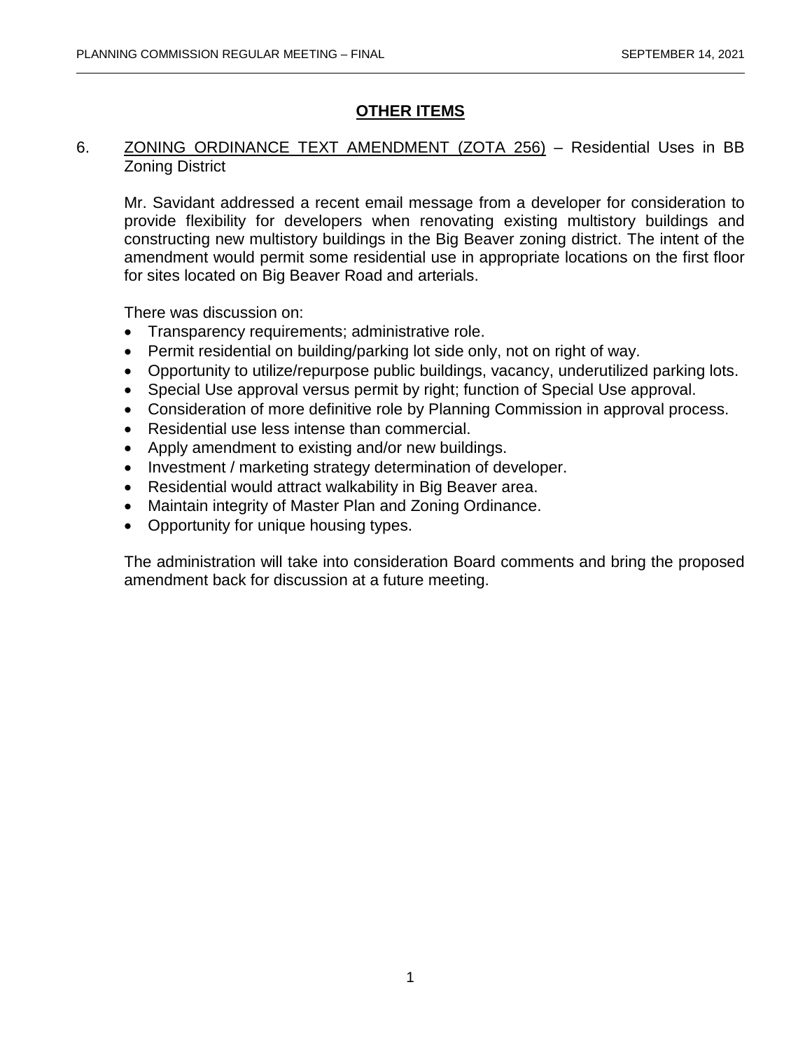## OTHER ITEMS

6. ZONING ORDINANCE TEXT AMENDMENT (ZOTA 256) – Residential Uses in BB Zoning District

   Mr. Savidant addressed a recent email message from a developer for consideration to provide flexibility for developers when renovating existing multistory buildings and constructing new multistory buildings in the Big Beaver zoning district. The intent of the amendment would permit some residential use in appropriate locations on the first floor for sites located on Big Beaver Road and arterials.

   There was discussion on:

   - Transparency requirements; administrative role.
   - Permit residential on building/parking lot side only, not on right of way.
   - Opportunity to utilize/repurpose public buildings, vacancy, underutilized parking lots.
   - Special Use approval versus permit by right; function of Special Use approval.
   - Consideration of more definitive role by Planning Commission in approval process.
   - Residential use less intense than commercial.
   - Apply amendment to existing and/or new buildings.
   - Investment / marketing strategy determination of developer.
   - Residential would attract walkability in Big Beaver area.
   - Maintain integrity of Master Plan and Zoning Ordinance.
   - Opportunity for unique housing types.

   The administration will take into consideration Board comments and bring the proposed amendment back for discussion at a future meeting.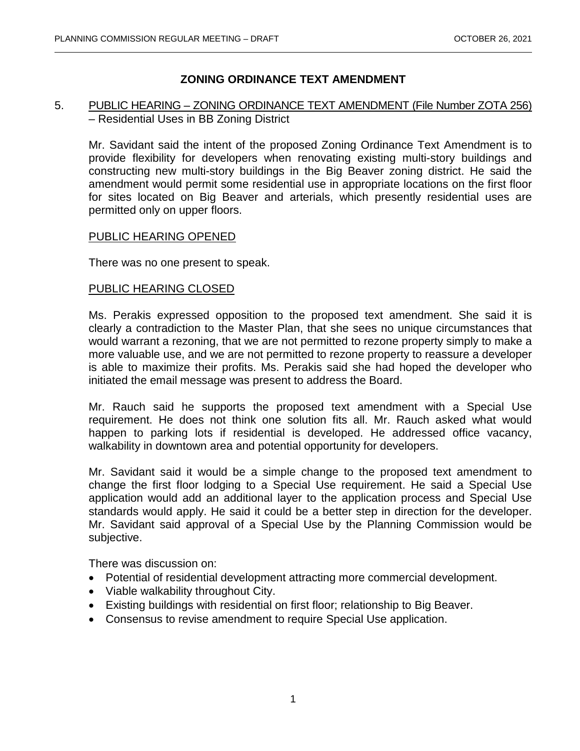## ZONING ORDINANCE TEXT AMENDMENT

5. PUBLIC HEARING – ZONING ORDINANCE TEXT AMENDMENT (File Number ZOTA 256) – Residential Uses in BB Zoning District

   Mr. Savidant said the intent of the proposed Zoning Ordinance Text Amendment is to provide flexibility for developers when renovating existing multi-story buildings and constructing new multi-story buildings in the Big Beaver zoning district. He said the amendment would permit some residential use in appropriate locations on the first floor for sites located on Big Beaver and arterials, which presently residential uses are permitted only on upper floors.

   PUBLIC HEARING OPENED

   There was no one present to speak.

   PUBLIC HEARING CLOSED

   Ms. Perakis expressed opposition to the proposed text amendment. She said it is clearly a contradiction to the Master Plan, that she sees no unique circumstances that would warrant a rezoning, that we are not permitted to rezone property simply to make a more valuable use, and we are not permitted to rezone property to reassure a developer is able to maximize their profits. Ms. Perakis said she had hoped the developer who initiated the email message was present to address the Board.

   Mr. Rauch said he supports the proposed text amendment with a Special Use requirement. He does not think one solution fits all. Mr. Rauch asked what would happen to parking lots if residential is developed. He addressed office vacancy, walkability in downtown area and potential opportunity for developers.

   Mr. Savidant said it would be a simple change to the proposed text amendment to change the first floor lodging to a Special Use requirement. He said a Special Use application would add an additional layer to the application process and Special Use standards would apply. He said it could be a better step in direction for the developer. Mr. Savidant said approval of a Special Use by the Planning Commission would be subjective.

   There was discussion on:

   - Potential of residential development attracting more commercial development.
   - Viable walkability throughout City.
   - Existing buildings with residential on first floor; relationship to Big Beaver.
   - Consensus to revise amendment to require Special Use application.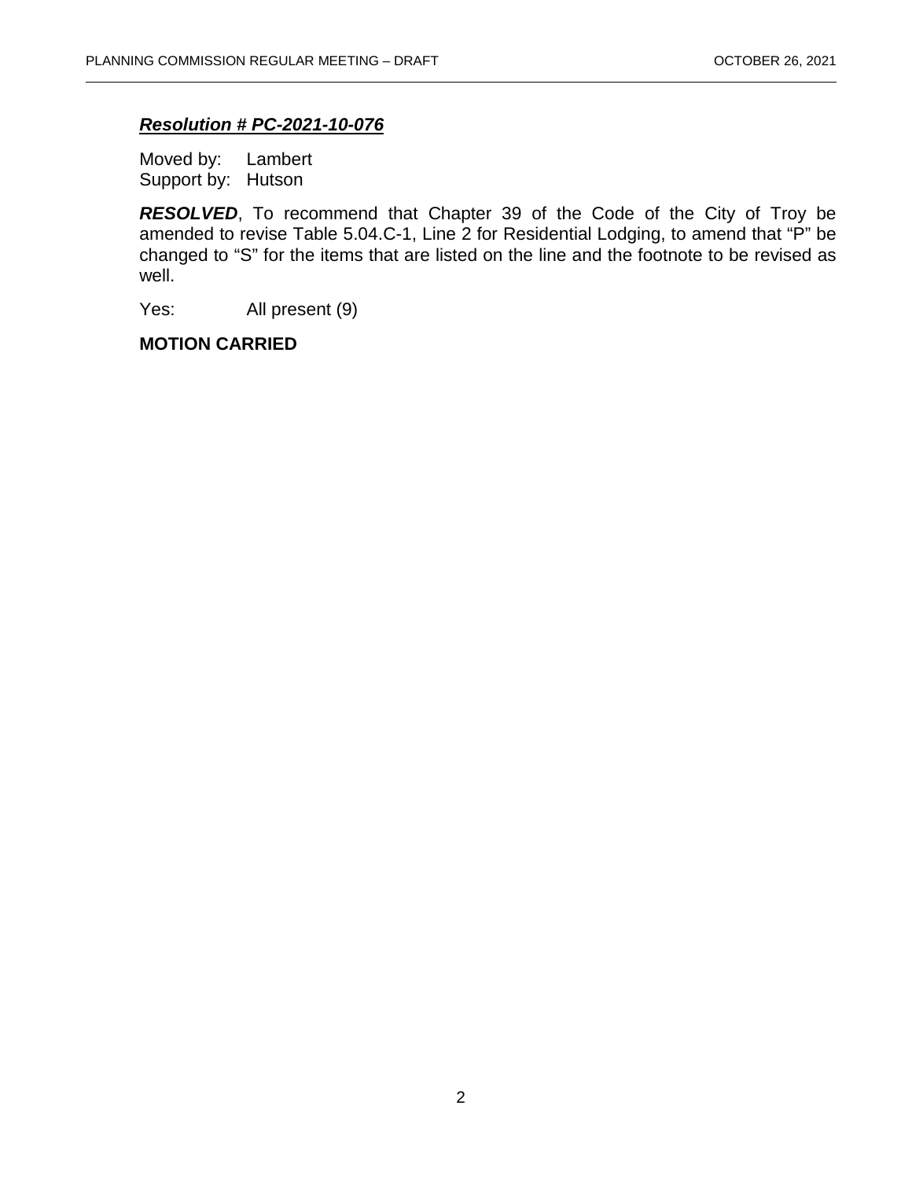***Resolution # PC-2021-10-076***

Moved by: Lambert
Support by: Hutson

***RESOLVED***, To recommend that Chapter 39 of the Code of the City of Troy be amended to revise Table 5.04.C-1, Line 2 for Residential Lodging, to amend that "P" be changed to "S" for the items that are listed on the line and the footnote to be revised as well.

Yes: All present (9)

**MOTION CARRIED**